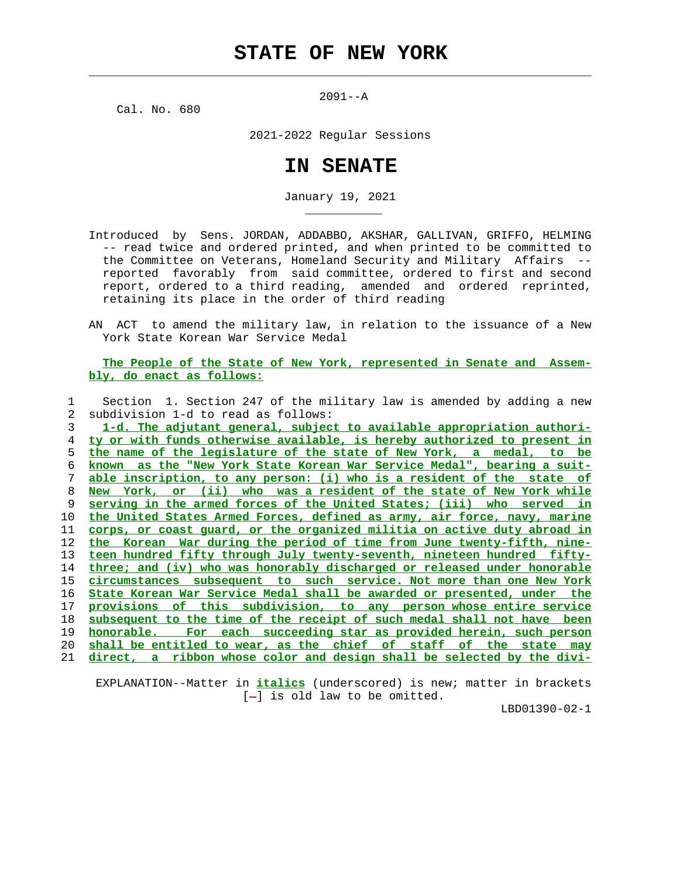# STATE OF NEW YORK

2091--A

Cal. No. 680

2021-2022 Regular Sessions

# IN SENATE

January 19, 2021

Introduced by Sens. JORDAN, ADDABBO, AKSHAR, GALLIVAN, GRIFFO, HELMING -- read twice and ordered printed, and when printed to be committed to the Committee on Veterans, Homeland Security and Military Affairs -- reported favorably from said committee, ordered to first and second report, ordered to a third reading, amended and ordered reprinted, retaining its place in the order of third reading

AN ACT to amend the military law, in relation to the issuance of a New York State Korean War Service Medal

**The People of the State of New York, represented in Senate and Assembly, do enact as follows:**

1 Section 1. Section 247 of the military law is amended by adding a new
2 subdivision 1-d to read as follows:
3 *1-d. The adjutant general, subject to available appropriation authori-*
4 *ty or with funds otherwise available, is hereby authorized to present in*
5 *the name of the legislature of the state of New York, a medal, to be*
6 *known as the "New York State Korean War Service Medal", bearing a suit-*
7 *able inscription, to any person: (i) who is a resident of the state of*
8 *New York, or (ii) who was a resident of the state of New York while*
9 *serving in the armed forces of the United States; (iii) who served in*
10 *the United States Armed Forces, defined as army, air force, navy, marine*
11 *corps, or coast guard, or the organized militia on active duty abroad in*
12 *the Korean War during the period of time from June twenty-fifth, nine-*
13 *teen hundred fifty through July twenty-seventh, nineteen hundred fifty-*
14 *three; and (iv) who was honorably discharged or released under honorable*
15 *circumstances subsequent to such service. Not more than one New York*
16 *State Korean War Service Medal shall be awarded or presented, under the*
17 *provisions of this subdivision, to any person whose entire service*
18 *subsequent to the time of the receipt of such medal shall not have been*
19 *honorable. For each succeeding star as provided herein, such person*
20 *shall be entitled to wear, as the chief of staff of the state may*
21 *direct, a ribbon whose color and design shall be selected by the divi-*

EXPLANATION--Matter in *italics* (underscored) is new; matter in brackets [-] is old law to be omitted.

LBD01390-02-1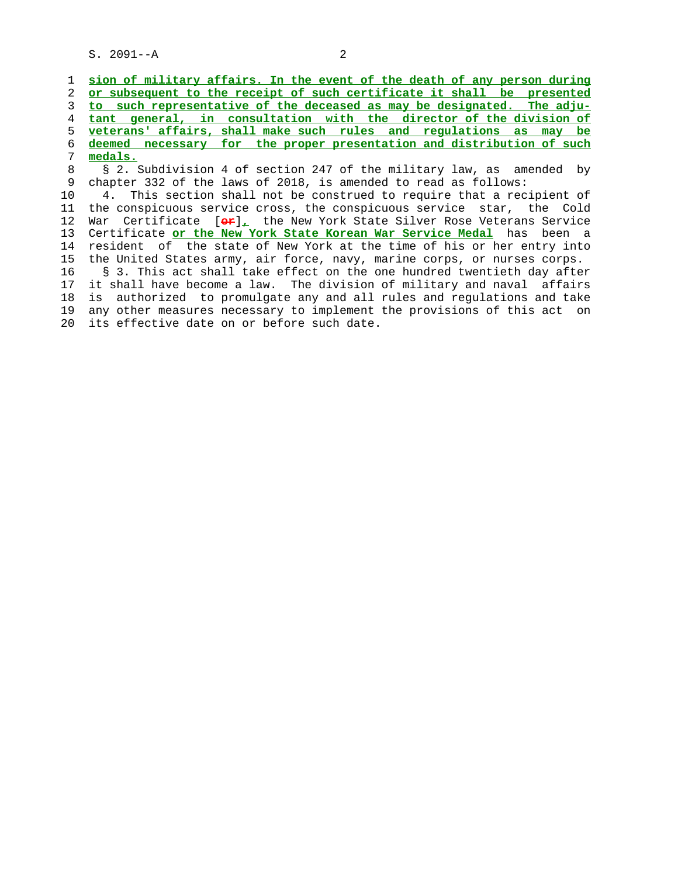sion of military affairs. In the event of the death of any person during or subsequent to the receipt of such certificate it shall be presented to such representative of the deceased as may be designated. The adjutant general, in consultation with the director of the division of veterans' affairs, shall make such rules and regulations as may be deemed necessary for the proper presentation and distribution of such medals.

§ 2. Subdivision 4 of section 247 of the military law, as amended by chapter 332 of the laws of 2018, is amended to read as follows:

4. This section shall not be construed to require that a recipient of the conspicuous service cross, the conspicuous service star, the Cold War Certificate [or], the New York State Silver Rose Veterans Service Certificate or the New York State Korean War Service Medal has been a resident of the state of New York at the time of his or her entry into the United States army, air force, navy, marine corps, or nurses corps.

§ 3. This act shall take effect on the one hundred twentieth day after it shall have become a law. The division of military and naval affairs is authorized to promulgate any and all rules and regulations and take any other measures necessary to implement the provisions of this act on its effective date on or before such date.